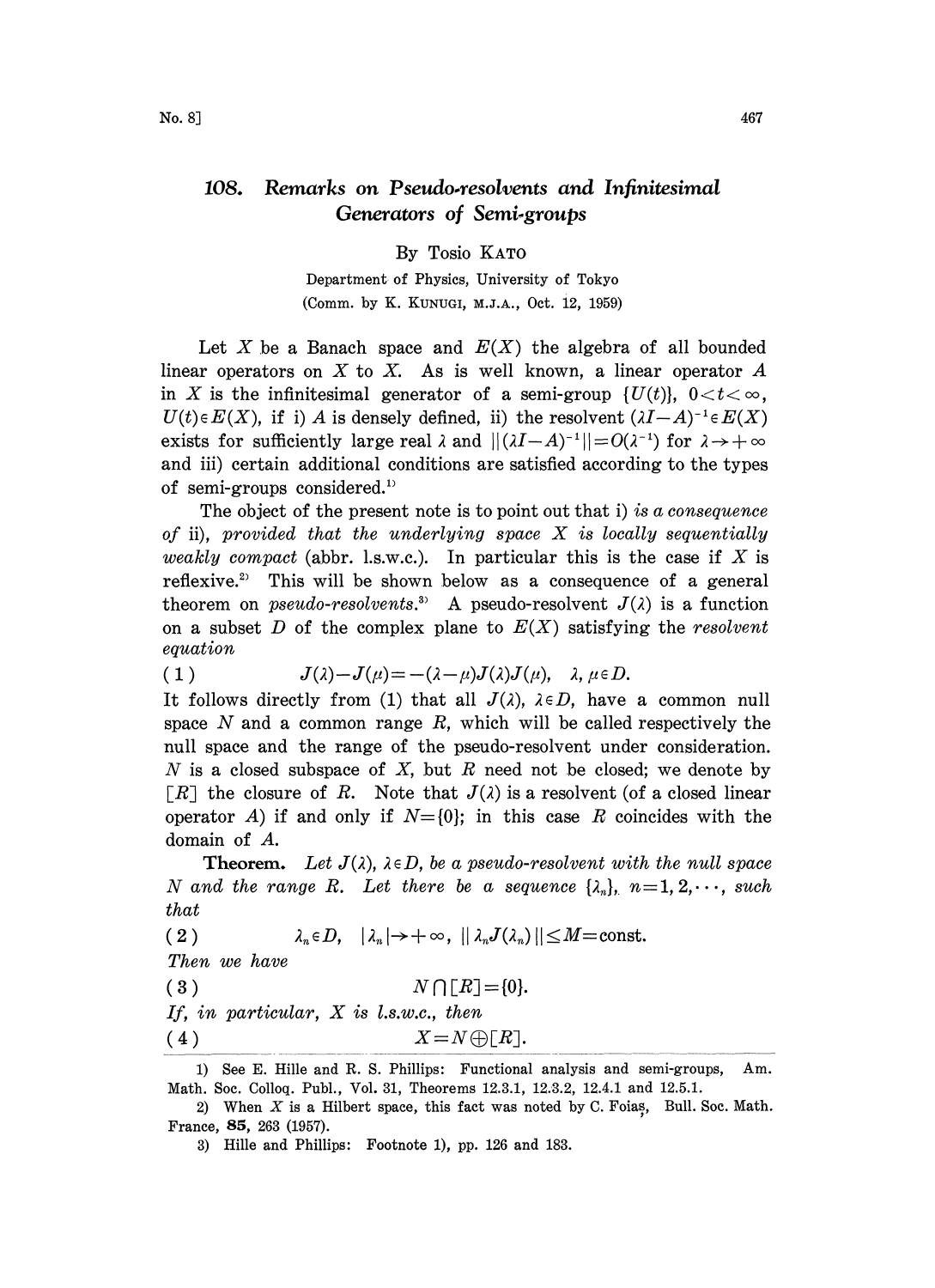# 108. Remarks on Pseudo-resolvents and Infinitesimal Generators of Semi-groups

By Tosio KATO

Department of Physics, University of Tokyo

(Comm. by K. KUNUGI, M.J.A., Oct. 12, 1959)

Let $X$ be a Banach space and $E(X)$ the algebra of all bounded linear operators on $X$ to $X$. As is well known, a linear operator $A$ in $X$ is the infinitesimal generator of a semi-group $\{U(t)\}$, $0<t<\infty$, $U(t)\in E(X)$, if i) $A$ is densely defined, ii) the resolvent $(\lambda I-A)^{-1}\in E(X)$ exists for sufficiently large real $\lambda$ and $\|(\lambda I-A)^{-1}\|=O(\lambda^{-1})$ for $\lambda\to+\infty$ and iii) certain additional conditions are satisfied according to the types of semi-groups considered.[1]

The object of the present note is to point out that i) *is a consequence of* ii), *provided that the underlying space* $X$ *is locally sequentially weakly compact* (abbr. l.s.w.c.). In particular this is the case if $X$ is reflexive.[2] This will be shown below as a consequence of a general theorem on *pseudo-resolvents*.[3] A pseudo-resolvent $J(\lambda)$ is a function on a subset $D$ of the complex plane to $E(X)$ satisfying the *resolvent equation*

$$J(\lambda)-J(\mu)=-(\lambda-\mu)J(\lambda)J(\mu),\quad \lambda,\mu\in D. \tag{1}$$

It follows directly from (1) that all $J(\lambda)$, $\lambda\in D$, have a common null space $N$ and a common range $R$, which will be called respectively the null space and the range of the pseudo-resolvent under consideration. $N$ is a closed subspace of $X$, but $R$ need not be closed; we denote by $[R]$ the closure of $R$. Note that $J(\lambda)$ is a resolvent (of a closed linear operator $A$) if and only if $N=\{0\}$; in this case $R$ coincides with the domain of $A$.

**Theorem.** *Let* $J(\lambda)$, $\lambda\in D$, *be a pseudo-resolvent with the null space* $N$ *and the range* $R$. *Let there be a sequence* $\{\lambda_n\}$, $n=1,2,\cdots$, *such that*

$$\lambda_n\in D,\quad |\lambda_n|\to+\infty,\quad \|\lambda_n J(\lambda_n)\|\le M=\text{const.} \tag{2}$$

*Then we have*

$$N\cap[R]=\{0\}. \tag{3}$$

*If, in particular,* $X$ *is l.s.w.c., then*

$$X=N\oplus[R]. \tag{4}$$

---

1) See E. Hille and R. S. Phillips: Functional analysis and semi-groups, Am. Math. Soc. Colloq. Publ., Vol. 31, Theorems 12.3.1, 12.3.2, 12.4.1 and 12.5.1.

2) When $X$ is a Hilbert space, this fact was noted by C. Foiaș, Bull. Soc. Math. France, **85**, 263 (1957).

3) Hille and Phillips: Footnote 1), pp. 126 and 183.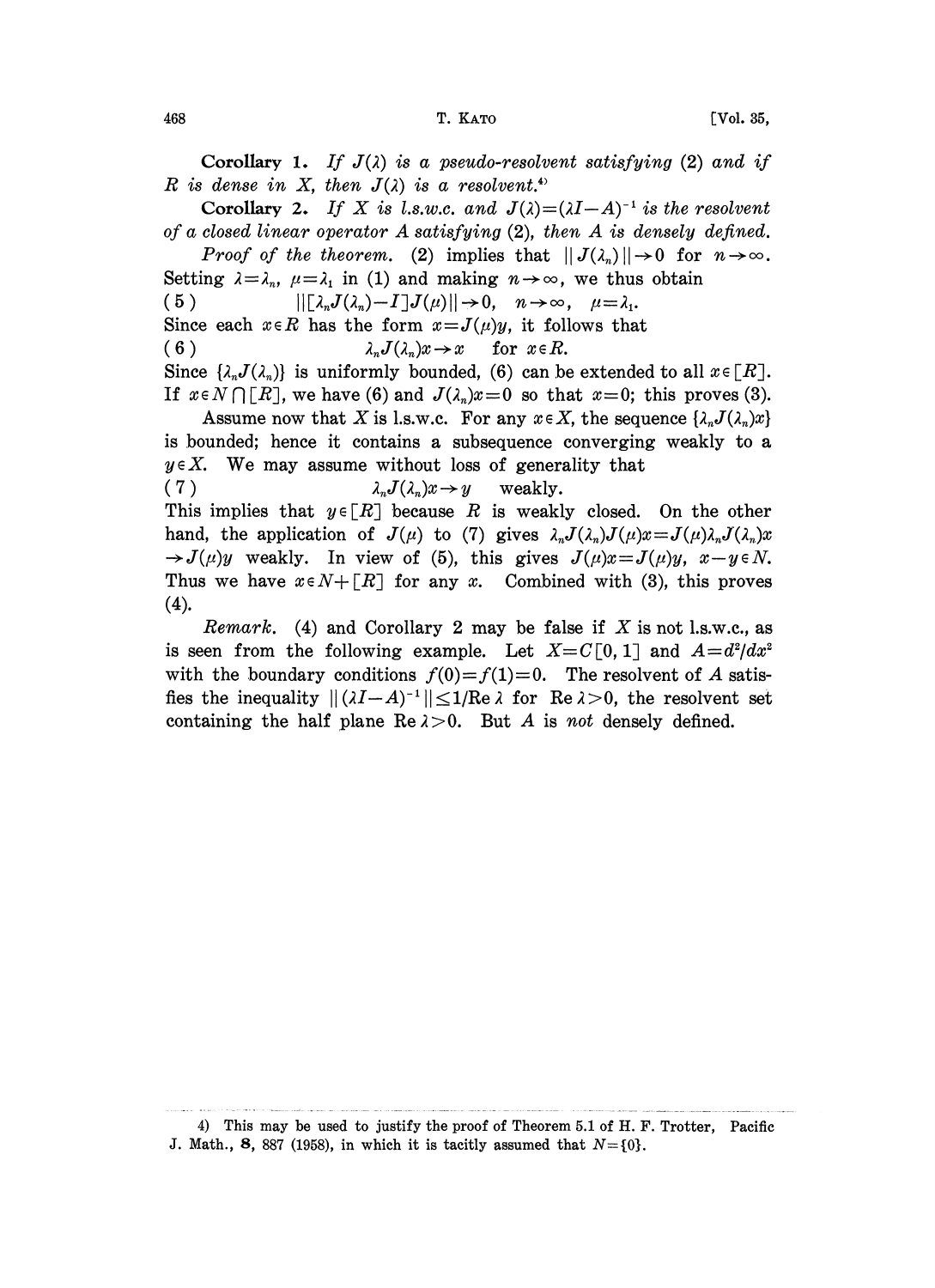**Corollary 1.** *If $J(\lambda)$ is a pseudo-resolvent satisfying* (2) *and if $R$ is dense in $X$, then $J(\lambda)$ is a resolvent.*[4]

**Corollary 2.** *If $X$ is l.s.w.c. and $J(\lambda)=(\lambda I-A)^{-1}$ is the resolvent of a closed linear operator $A$ satisfying* (2), *then $A$ is densely defined.*

*Proof of the theorem.* (2) implies that $\|J(\lambda_n)\|\to 0$ for $n\to\infty$. Setting $\lambda=\lambda_n$, $\mu=\lambda_1$ in (1) and making $n\to\infty$, we thus obtain

$$\|[\lambda_n J(\lambda_n)-I]J(\mu)\|\to 0, \quad n\to\infty, \quad \mu=\lambda_1. \tag{5}$$

Since each $x\in R$ has the form $x=J(\mu)y$, it follows that

$$\lambda_n J(\lambda_n)x\to x \quad \text{for } x\in R. \tag{6}$$

Since $\{\lambda_n J(\lambda_n)\}$ is uniformly bounded, (6) can be extended to all $x\in[R]$. If $x\in N\cap[R]$, we have (6) and $J(\lambda_n)x=0$ so that $x=0$; this proves (3).

Assume now that $X$ is l.s.w.c. For any $x\in X$, the sequence $\{\lambda_n J(\lambda_n)x\}$ is bounded; hence it contains a subsequence converging weakly to a $y\in X$. We may assume without loss of generality that

$$\lambda_n J(\lambda_n)x\to y \quad \text{weakly}. \tag{7}$$

This implies that $y\in[R]$ because $R$ is weakly closed. On the other hand, the application of $J(\mu)$ to (7) gives $\lambda_n J(\lambda_n)J(\mu)x=J(\mu)\lambda_n J(\lambda_n)x \to J(\mu)y$ weakly. In view of (5), this gives $J(\mu)x=J(\mu)y$, $x-y\in N$. Thus we have $x\in N+[R]$ for any $x$. Combined with (3), this proves (4).

*Remark.* (4) and Corollary 2 may be false if $X$ is not l.s.w.c., as is seen from the following example. Let $X=C[0,1]$ and $A=d^2/dx^2$ with the boundary conditions $f(0)=f(1)=0$. The resolvent of $A$ satisfies the inequality $\|(\lambda I-A)^{-1}\|\leq 1/\mathrm{Re}\,\lambda$ for $\mathrm{Re}\,\lambda>0$, the resolvent set containing the half plane $\mathrm{Re}\,\lambda>0$. But $A$ is *not* densely defined.

---

4) This may be used to justify the proof of Theorem 5.1 of H. F. Trotter, Pacific J. Math., **8**, 887 (1958), in which it is tacitly assumed that $N=\{0\}$.